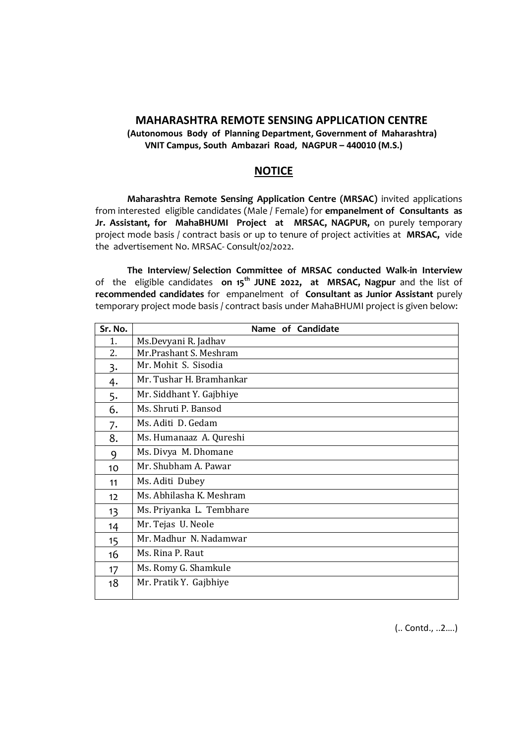## MAHARASHTRA REMOTE SENSING APPLICATION CENTRE

**(Autonomous Body of Planning Department, Government of Maharashtra)**
**VNIT Campus, South Ambazari Road, NAGPUR – 440010 (M.S.)**

## NOTICE

**Maharashtra Remote Sensing Application Centre (MRSAC)** invited applications from interested eligible candidates (Male / Female) for **empanelment of Consultants as Jr. Assistant, for MahaBHUMI Project at MRSAC, NAGPUR,** on purely temporary project mode basis / contract basis or up to tenure of project activities at **MRSAC,** vide the advertisement No. MRSAC- Consult/02/2022.

**The Interview/ Selection Committee of MRSAC conducted Walk-in Interview** of the eligible candidates **on 15th JUNE 2022, at MRSAC, Nagpur** and the list of **recommended candidates** for empanelment of **Consultant as Junior Assistant** purely temporary project mode basis / contract basis under MahaBHUMI project is given below:

| Sr. No. | Name of Candidate |
|---|---|
| 1. | Ms.Devyani R. Jadhav |
| 2. | Mr.Prashant S. Meshram |
| 3. | Mr. Mohit S. Sisodia |
| 4. | Mr. Tushar H. Bramhankar |
| 5. | Mr. Siddhant Y. Gajbhiye |
| 6. | Ms. Shruti P. Bansod |
| 7. | Ms. Aditi D. Gedam |
| 8. | Ms. Humanaaz A. Qureshi |
| 9 | Ms. Divya M. Dhomane |
| 10 | Mr. Shubham A. Pawar |
| 11 | Ms. Aditi Dubey |
| 12 | Ms. Abhilasha K. Meshram |
| 13 | Ms. Priyanka L. Tembhare |
| 14 | Mr. Tejas U. Neole |
| 15 | Mr. Madhur N. Nadamwar |
| 16 | Ms. Rina P. Raut |
| 17 | Ms. Romy G. Shamkule |
| 18 | Mr. Pratik Y. Gajbhiye |

(.. Contd., ..2....)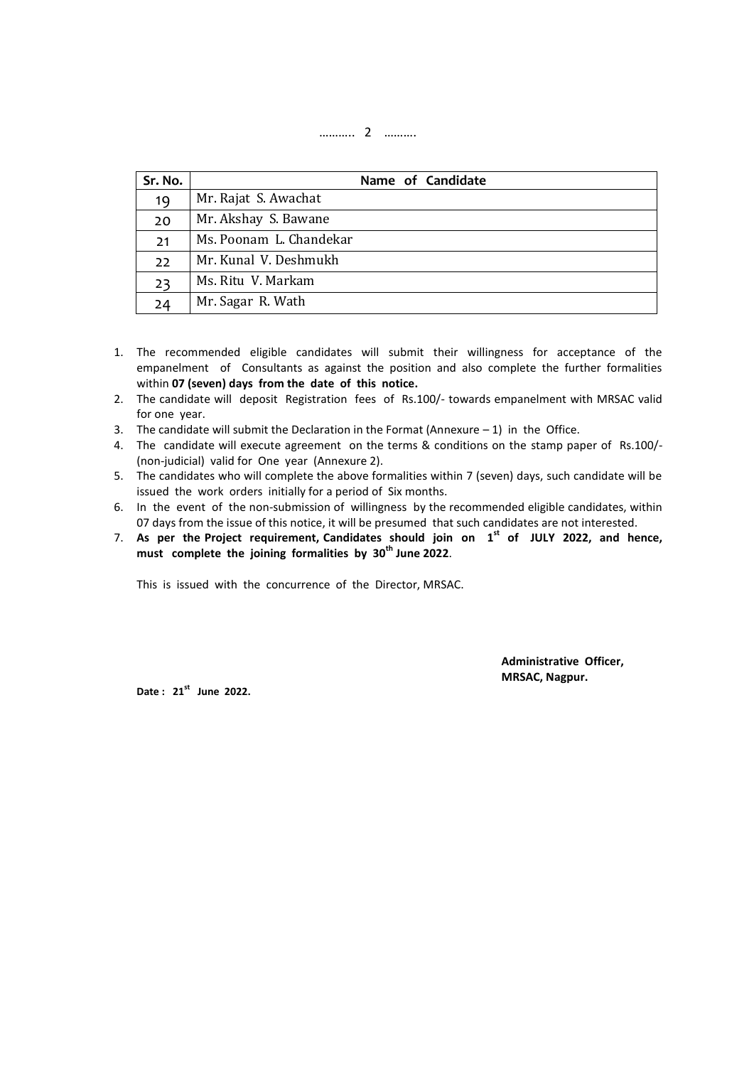| Sr. No. | Name of Candidate |
|---|---|
| 19 | Mr. Rajat S. Awachat |
| 20 | Mr. Akshay S. Bawane |
| 21 | Ms. Poonam L. Chandekar |
| 22 | Mr. Kunal V. Deshmukh |
| 23 | Ms. Ritu V. Markam |
| 24 | Mr. Sagar R. Wath |

1. The recommended eligible candidates will submit their willingness for acceptance of the empanelment of Consultants as against the position and also complete the further formalities within **07 (seven) days from the date of this notice.**
2. The candidate will deposit Registration fees of Rs.100/- towards empanelment with MRSAC valid for one year.
3. The candidate will submit the Declaration in the Format (Annexure – 1) in the Office.
4. The candidate will execute agreement on the terms & conditions on the stamp paper of Rs.100/- (non-judicial) valid for One year (Annexure 2).
5. The candidates who will complete the above formalities within 7 (seven) days, such candidate will be issued the work orders initially for a period of Six months.
6. In the event of the non-submission of willingness by the recommended eligible candidates, within 07 days from the issue of this notice, it will be presumed that such candidates are not interested.
7. **As per the Project requirement, Candidates should join on 1st of JULY 2022, and hence, must complete the joining formalities by 30th June 2022**.

This is issued with the concurrence of the Director, MRSAC.

**Administrative Officer,**
**MRSAC, Nagpur.**

**Date : 21st June 2022.**